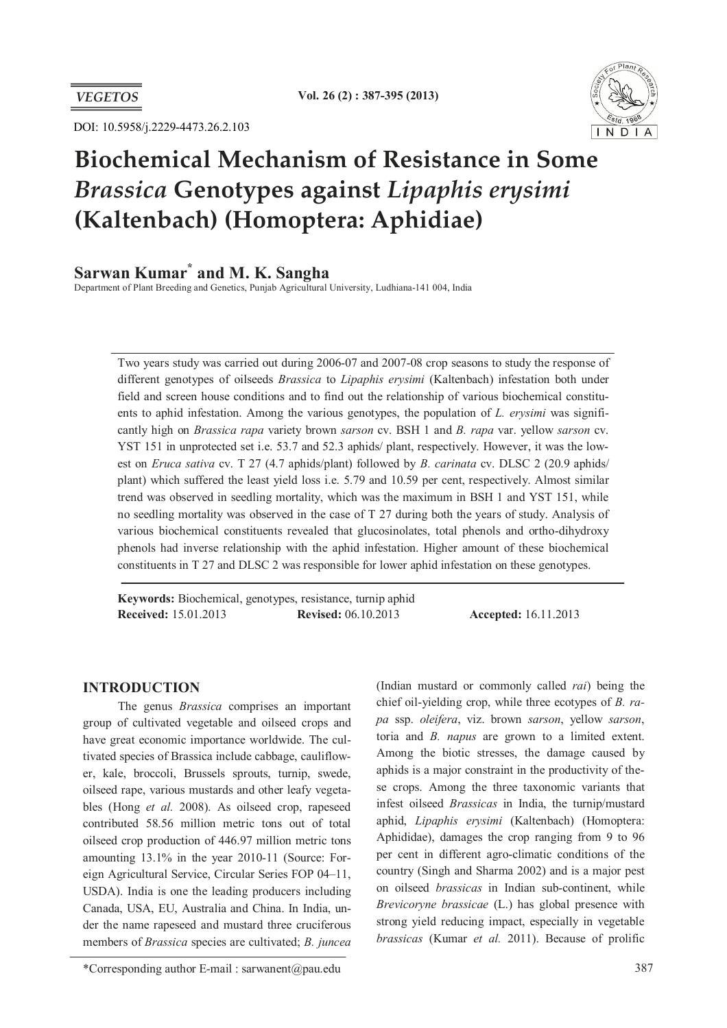DOI: 10.5958/j.2229-4473.26.2.103

# Biochemical Mechanism of Resistance in Some *Brassica* Genotypes against *Lipaphis erysimi* (Kaltenbach) (Homoptera: Aphidiae)

**Sarwan Kumar*** **and M. K. Sangha**

Department of Plant Breeding and Genetics, Punjab Agricultural University, Ludhiana-141 004, India

Two years study was carried out during 2006-07 and 2007-08 crop seasons to study the response of different genotypes of oilseeds *Brassica* to *Lipaphis erysimi* (Kaltenbach) infestation both under field and screen house conditions and to find out the relationship of various biochemical constituents to aphid infestation. Among the various genotypes, the population of *L. erysimi* was significantly high on *Brassica rapa* variety brown *sarson* cv. BSH 1 and *B. rapa* var. yellow *sarson* cv. YST 151 in unprotected set i.e. 53.7 and 52.3 aphids/ plant, respectively. However, it was the lowest on *Eruca sativa* cv. T 27 (4.7 aphids/plant) followed by *B. carinata* cv. DLSC 2 (20.9 aphids/ plant) which suffered the least yield loss i.e. 5.79 and 10.59 per cent, respectively. Almost similar trend was observed in seedling mortality, which was the maximum in BSH 1 and YST 151, while no seedling mortality was observed in the case of T 27 during both the years of study. Analysis of various biochemical constituents revealed that glucosinolates, total phenols and ortho-dihydroxy phenols had inverse relationship with the aphid infestation. Higher amount of these biochemical constituents in T 27 and DLSC 2 was responsible for lower aphid infestation on these genotypes.

**Keywords:** Biochemical, genotypes, resistance, turnip aphid

**Received:** 15.01.2013 **Revised:** 06.10.2013 **Accepted:** 16.11.2013

## INTRODUCTION

The genus *Brassica* comprises an important group of cultivated vegetable and oilseed crops and have great economic importance worldwide. The cultivated species of Brassica include cabbage, cauliflower, kale, broccoli, Brussels sprouts, turnip, swede, oilseed rape, various mustards and other leafy vegetables (Hong *et al.* 2008). As oilseed crop, rapeseed contributed 58.56 million metric tons out of total oilseed crop production of 446.97 million metric tons amounting 13.1% in the year 2010-11 (Source: Foreign Agricultural Service, Circular Series FOP 04–11, USDA). India is one the leading producers including Canada, USA, EU, Australia and China. In India, under the name rapeseed and mustard three cruciferous members of *Brassica* species are cultivated; *B. juncea* (Indian mustard or commonly called *rai*) being the chief oil-yielding crop, while three ecotypes of *B. rapa* ssp. *oleifera*, viz. brown *sarson*, yellow *sarson*, toria and *B. napus* are grown to a limited extent. Among the biotic stresses, the damage caused by aphids is a major constraint in the productivity of these crops. Among the three taxonomic variants that infest oilseed *Brassicas* in India, the turnip/mustard aphid, *Lipaphis erysimi* (Kaltenbach) (Homoptera: Aphididae), damages the crop ranging from 9 to 96 per cent in different agro-climatic conditions of the country (Singh and Sharma 2002) and is a major pest on oilseed *brassicas* in Indian sub-continent, while *Brevicoryne brassicae* (L.) has global presence with strong yield reducing impact, especially in vegetable *brassicas* (Kumar *et al.* 2011). Because of prolific

*Corresponding author E-mail : sarwanent@pau.edu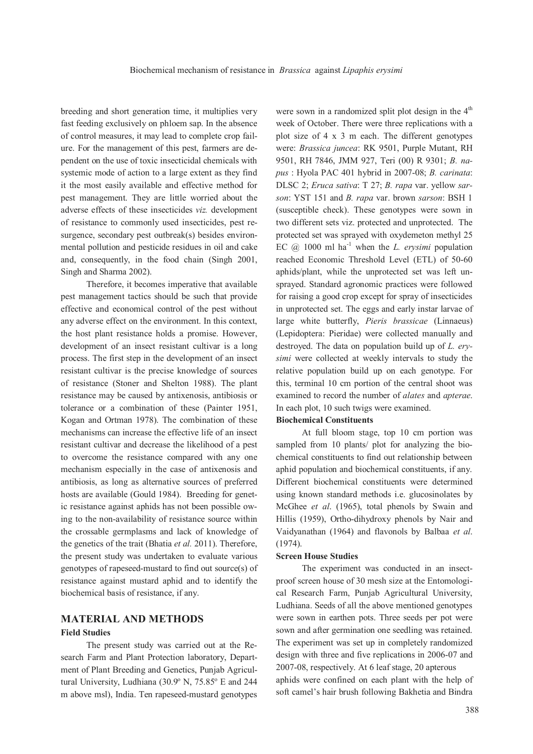breeding and short generation time, it multiplies very fast feeding exclusively on phloem sap. In the absence of control measures, it may lead to complete crop failure. For the management of this pest, farmers are dependent on the use of toxic insecticidal chemicals with systemic mode of action to a large extent as they find it the most easily available and effective method for pest management. They are little worried about the adverse effects of these insecticides *viz.* development of resistance to commonly used insecticides, pest resurgence, secondary pest outbreak(s) besides environmental pollution and pesticide residues in oil and cake and, consequently, in the food chain (Singh 2001, Singh and Sharma 2002).

Therefore, it becomes imperative that available pest management tactics should be such that provide effective and economical control of the pest without any adverse effect on the environment. In this context, the host plant resistance holds a promise. However, development of an insect resistant cultivar is a long process. The first step in the development of an insect resistant cultivar is the precise knowledge of sources of resistance (Stoner and Shelton 1988). The plant resistance may be caused by antixenosis, antibiosis or tolerance or a combination of these (Painter 1951, Kogan and Ortman 1978). The combination of these mechanisms can increase the effective life of an insect resistant cultivar and decrease the likelihood of a pest to overcome the resistance compared with any one mechanism especially in the case of antixenosis and antibiosis, as long as alternative sources of preferred hosts are available (Gould 1984). Breeding for genetic resistance against aphids has not been possible owing to the non-availability of resistance source within the crossable germplasms and lack of knowledge of the genetics of the trait (Bhatia *et al.* 2011). Therefore, the present study was undertaken to evaluate various genotypes of rapeseed-mustard to find out source(s) of resistance against mustard aphid and to identify the biochemical basis of resistance, if any.

## MATERIAL AND METHODS

### Field Studies

The present study was carried out at the Research Farm and Plant Protection laboratory, Department of Plant Breeding and Genetics, Punjab Agricultural University, Ludhiana (30.9º N, 75.85º E and 244 m above msl), India. Ten rapeseed-mustard genotypes were sown in a randomized split plot design in the 4th week of October. There were three replications with a plot size of 4 x 3 m each. The different genotypes were: *Brassica juncea*: RK 9501, Purple Mutant, RH 9501, RH 7846, JMM 927, Teri (00) R 9301; *B. napus* : Hyola PAC 401 hybrid in 2007-08; *B. carinata*: DLSC 2; *Eruca sativa*: T 27; *B. rapa* var. yellow *sarson*: YST 151 and *B. rapa* var. brown *sarson*: BSH 1 (susceptible check). These genotypes were sown in two different sets viz. protected and unprotected. The protected set was sprayed with oxydemeton methyl 25 EC @ 1000 ml ha$^{-1}$ when the *L. erysimi* population reached Economic Threshold Level (ETL) of 50-60 aphids/plant, while the unprotected set was left unsprayed. Standard agronomic practices were followed for raising a good crop except for spray of insecticides in unprotected set. The eggs and early instar larvae of large white butterfly, *Pieris brassicae* (Linnaeus) (Lepidoptera: Pieridae) were collected manually and destroyed. The data on population build up of *L. erysimi* were collected at weekly intervals to study the relative population build up on each genotype. For this, terminal 10 cm portion of the central shoot was examined to record the number of *alates* and *apterae*. In each plot, 10 such twigs were examined.

### Biochemical Constituents

At full bloom stage, top 10 cm portion was sampled from 10 plants/ plot for analyzing the biochemical constituents to find out relationship between aphid population and biochemical constituents, if any. Different biochemical constituents were determined using known standard methods i.e. glucosinolates by McGhee *et al*. (1965), total phenols by Swain and Hillis (1959), Ortho-dihydroxy phenols by Nair and Vaidyanathan (1964) and flavonols by Balbaa *et al*. (1974).

### Screen House Studies

The experiment was conducted in an insect-proof screen house of 30 mesh size at the Entomological Research Farm, Punjab Agricultural University, Ludhiana. Seeds of all the above mentioned genotypes were sown in earthen pots. Three seeds per pot were sown and after germination one seedling was retained. The experiment was set up in completely randomized design with three and five replications in 2006-07 and 2007-08, respectively. At 6 leaf stage, 20 apterous aphids were confined on each plant with the help of soft camel's hair brush following Bakhetia and Bindra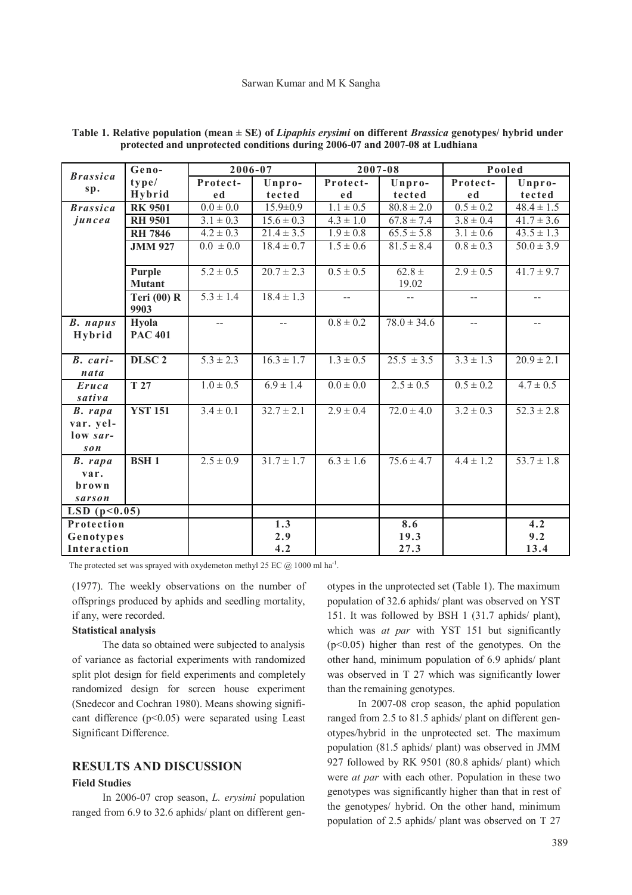**Table 1. Relative population (mean ± SE) of *Lipaphis erysimi* on different *Brassica* genotypes/ hybrid under protected and unprotected conditions during 2006-07 and 2007-08 at Ludhiana**

| *Brassica* sp. | Genotype/ Hybrid | 2006-07 | | 2007-08 | | Pooled | |
|---|---|---|---|---|---|---|---|
| | | Protected | Unprotected | Protected | Unprotected | Protected | Unprotected |
| *Brassica juncea* | RK 9501 | 0.0 ± 0.0 | 15.9±0.9 | 1.1 ± 0.5 | 80.8 ± 2.0 | 0.5 ± 0.2 | 48.4 ± 1.5 |
| | RH 9501 | 3.1 ± 0.3 | 15.6 ± 0.3 | 4.3 ± 1.0 | 67.8 ± 7.4 | 3.8 ± 0.4 | 41.7 ± 3.6 |
| | RH 7846 | 4.2 ± 0.3 | 21.4 ± 3.5 | 1.9 ± 0.8 | 65.5 ± 5.8 | 3.1 ± 0.6 | 43.5 ± 1.3 |
| | JMM 927 | 0.0 ± 0.0 | 18.4 ± 0.7 | 1.5 ± 0.6 | 81.5 ± 8.4 | 0.8 ± 0.3 | 50.0 ± 3.9 |
| | Purple Mutant | 5.2 ± 0.5 | 20.7 ± 2.3 | 0.5 ± 0.5 | 62.8 ± 19.02 | 2.9 ± 0.5 | 41.7 ± 9.7 |
| | Teri (00) R 9903 | 5.3 ± 1.4 | 18.4 ± 1.3 | -- | -- | -- | -- |
| *B. napus* Hybrid | Hyola PAC 401 | -- | -- | 0.8 ± 0.2 | 78.0 ± 34.6 | -- | -- |
| *B. carinata* | DLSC 2 | 5.3 ± 2.3 | 16.3 ± 1.7 | 1.3 ± 0.5 | 25.5 ± 3.5 | 3.3 ± 1.3 | 20.9 ± 2.1 |
| *Eruca sativa* | T 27 | 1.0 ± 0.5 | 6.9 ± 1.4 | 0.0 ± 0.0 | 2.5 ± 0.5 | 0.5 ± 0.2 | 4.7 ± 0.5 |
| *B. rapa* var. yellow *sarson* | YST 151 | 3.4 ± 0.1 | 32.7 ± 2.1 | 2.9 ± 0.4 | 72.0 ± 4.0 | 3.2 ± 0.3 | 52.3 ± 2.8 |
| *B. rapa* var. brown *sarson* | BSH 1 | 2.5 ± 0.9 | 31.7 ± 1.7 | 6.3 ± 1.6 | 75.6 ± 4.7 | 4.4 ± 1.2 | 53.7 ± 1.8 |
| LSD (p<0.05) | | | | | | | |
| Protection | | | 1.3 | | 8.6 | | 4.2 |
| Genotypes | | | 2.9 | | 19.3 | | 9.2 |
| Interaction | | | 4.2 | | 27.3 | | 13.4 |

The protected set was sprayed with oxydemeton methyl 25 EC @ 1000 ml ha$^{-1}$.

(1977). The weekly observations on the number of offsprings produced by aphids and seedling mortality, if any, were recorded.

**Statistical analysis**

The data so obtained were subjected to analysis of variance as factorial experiments with randomized split plot design for field experiments and completely randomized design for screen house experiment (Snedecor and Cochran 1980). Means showing significant difference ($p<0.05$) were separated using Least Significant Difference.

## RESULTS AND DISCUSSION

**Field Studies**

In 2006-07 crop season, *L. erysimi* population ranged from 6.9 to 32.6 aphids/ plant on different genotypes in the unprotected set (Table 1). The maximum population of 32.6 aphids/ plant was observed on YST 151. It was followed by BSH 1 (31.7 aphids/ plant), which was *at par* with YST 151 but significantly ($p<0.05$) higher than rest of the genotypes. On the other hand, minimum population of 6.9 aphids/ plant was observed in T 27 which was significantly lower than the remaining genotypes.

In 2007-08 crop season, the aphid population ranged from 2.5 to 81.5 aphids/ plant on different genotypes/hybrid in the unprotected set. The maximum population (81.5 aphids/ plant) was observed in JMM 927 followed by RK 9501 (80.8 aphids/ plant) which were *at par* with each other. Population in these two genotypes was significantly higher than that in rest of the genotypes/ hybrid. On the other hand, minimum population of 2.5 aphids/ plant was observed on T 27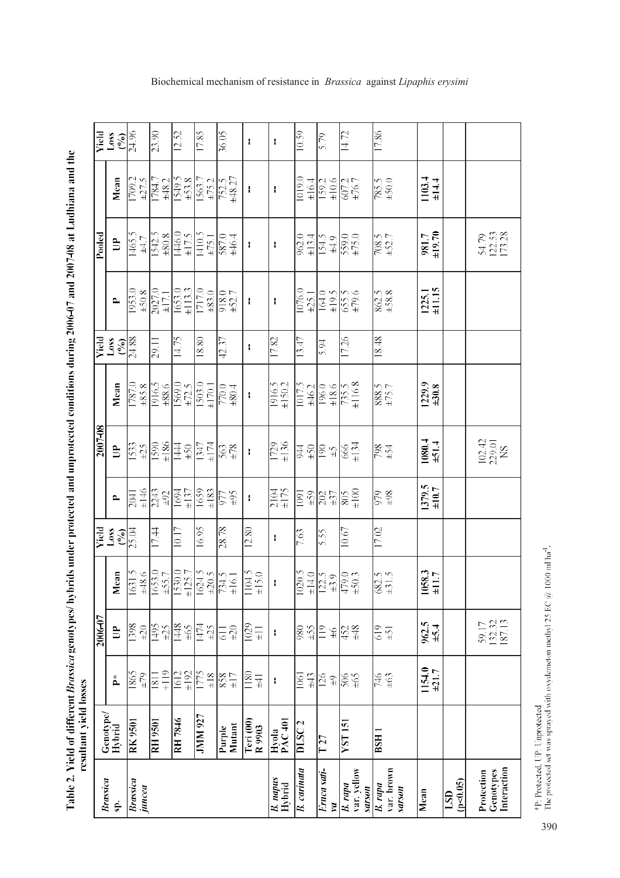**Table 2. Yield of different *Brassica* genotypes/ hybrids under protected and unprotected conditions during 2006-07 and 2007-08 at Ludhiana and the resultant yield losses**

| *Brassica* sp. | Genotype/ Hybrid | 2006-07 | | | | 2007-08 | | | | Pooled | | | |
|---|---|---|---|---|---|---|---|---|---|---|---|---|---|
| | | P* | UP | Mean | Yield Loss (%) | P | UP | Mean | Yield Loss (%) | P | UP | Mean | Yield Loss (%) |
| *Brassica juncea* | RK 9501 | 1865 ±79 | 1398 ±20 | 1631.5 ±48.6 | 25.04 | 2041 ±146 | 1533 ±25 | 1787.0 ±85.8 | 24.88 | 1953.0 ±50.8 | 1465.5 ±4.7 | 1709.2 ±27.5 | 24.96 |
| | RH 9501 | 1811 ±119 | 1495 ±25 | 1653.0 ±55.7 | 17.44 | 2243 ±92 | 1590 ±186 | 1916.5 ±88.6 | 29.11 | 2027.0 ±17.1 | 1542.5 ±80.8 | 1784.7 ±48.2 | 23.90 |
| | RH 7846 | 1612 ±192 | 1448 ±65 | 1530.0 ±125.7 | 10.17 | 1694 ±137 | 1444 ±50 | 1569.0 ±72.5 | 14.75 | 1653.0 ±113.3 | 1446.0 ±17.5 | 1549.5 ±53.8 | 12.52 |
| | JMM 927 | 1775 ±18 | 1474 ±25 | 1624.5 ±20.5 | 16.95 | 1659 ±183 | 1347 ±174 | 1503.0 ±170.1 | 18.80 | 1717.0 ±83.0 | 1410.5 ±75.1 | 1563.7 ±75.2 | 17.85 |
| | Purple Mutant | 858 ±17 | 611 ±20 | 734.5 ±16.1 | 28.78 | 977 ±95 | 563 ±78 | 770.0 ±80.4 | 42.37 | 918.0 ±52.7 | 587.0 ±46.4 | 752.5 ±48.27 | 36.05 |
| | Teri (00) R 9903 | 1180 ±41 | 1029 ±11 | 1104.5 ±15.0 | 12.80 | -- | -- | -- | -- | -- | -- | -- | -- |
| *B. napus* Hybrid | Hyola PAC 401 | -- | -- | -- | -- | 2104 ±175 | 1729 ±136 | 1916.5 ±150.2 | 17.82 | -- | -- | -- | -- |
| *B. carinata* | DLSC 2 | 1061 ±43 | 980 ±55 | 1020.5 ±14.0 | 7.63 | 1091 ±59 | 944 ±50 | 1017.5 ±46.2 | 13.47 | 1076.0 ±25.1 | 962.0 ±13.4 | 1019.0 ±16.4 | 10.59 |
| *Eruca sativa* | T 27 | 126 ±9 | 119 ±6 | 122.5 ±3.9 | 5.55 | 202 ±37 | 190 ±5 | 196.0 ±18.6 | 5.94 | 164.0 ±19.5 | 154.5 ±4.9 | 159.2 ±10.6 | 5.79 |
| *B. rapa* var. yellow *sarson* | YST 151 | 506 ±65 | 452 ±48 | 479.0 ±50.3 | 10.67 | 805 ±100 | 666 ±134 | 735.5 ±116.8 | 17.26 | 655.5 ±79.6 | 559.0 ±75.0 | 607.2 ±76.7 | 14.72 |
| *B. rapa* var. brown *sarson* | BSH 1 | 746 ±63 | 619 ±51 | 682.5 ±31.5 | 17.02 | 979 ±98 | 798 ±54 | 888.5 ±75.7 | 18.48 | 862.5 ±58.8 | 708.5 ±52.7 | 785.5 ±50.0 | 17.86 |
| Mean | | **1154.0 ±21.7** | **962.5 ±5.4** | **1058.3 ±11.7** | | **1379.5 ±10.7** | **1080.4 ±51.4** | **1229.9 ±30.8** | | **1225.1 ±11.15** | **981.7 ±19.70** | **1103.4 ±14.4** | |
| LSD (p<0.05) | | | | | | | | | | | | | |
| Protection | | | 59.17 | | | | 102.42 | | | | 54.79 | | |
| Genotypes | | | 132.32 | | | | 229.01 | | | | 122.53 | | |
| Interaction | | | 187.13 | | | | NS | | | | 173.28 | | |

*P: Protected, UP: Unprotected
The protected set was sprayed with oxydemeton methyl 25 EC @ 1000 ml ha$^{-1}$.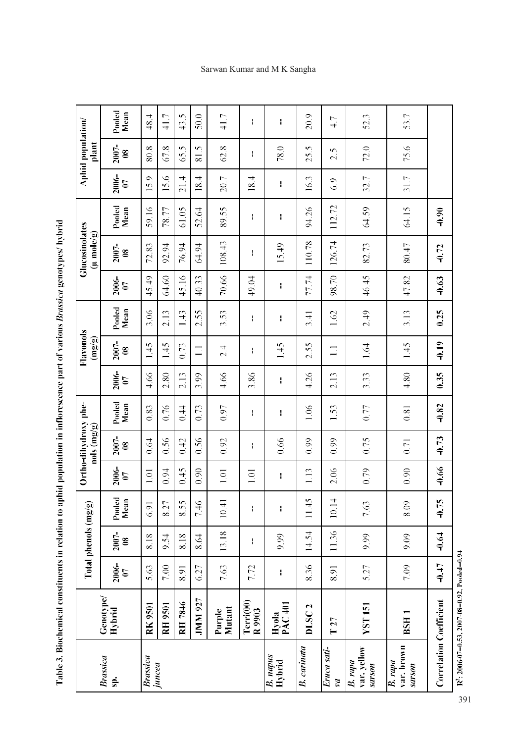**Table 3. Biochemical constituents in inflorescence part of various *Brassica* genotypes/ hybrid in relation to aphid population**

| *Brassica* sp. | Genotype/ Hybrid | Total phenols (mg/g) | | | Ortho-dihydroxy phenols (mg/g) | | | Flavonols (mg/g) | | | Glucosinolates (μ mole/g) | | | Aphid population/ plant | | |
|---|---|---|---|---|---|---|---|---|---|---|---|---|---|---|---|---|
| | | 2006-07 | 2007-08 | Pooled Mean | 2006-07 | 2007-08 | Pooled Mean | 2006-07 | 2007-08 | Pooled Mean | 2006-07 | 2007-08 | Pooled Mean | 2006-07 | 2007-08 | Pooled Mean |
| *Brassica juncea* | **RK 9501** | 5.63 | 8.18 | 6.91 | 1.01 | 0.64 | 0.83 | 4.66 | 1.45 | 3.06 | 45.49 | 72.83 | 59.16 | 15.9 | 80.8 | 48.4 |
| | **RH 9501** | 7.00 | 9.54 | 8.27 | 0.94 | 0.56 | 0.76 | 2.80 | 1.45 | 2.13 | 64.60 | 92.94 | 78.77 | 15.6 | 67.8 | 41.7 |
| | **RH 7846** | 8.91 | 8.18 | 8.55 | 0.45 | 0.42 | 0.44 | 2.13 | 0.73 | 1.43 | 45.16 | 76.94 | 61.05 | 21.4 | 65.5 | 43.5 |
| | **JMM 927** | 6.27 | 8.64 | 7.46 | 0.90 | 0.56 | 0.73 | 3.99 | 1.1 | 2.55 | 40.33 | 64.94 | 52.64 | 18.4 | 81.5 | 50.0 |
| | **Purple Mutant** | 7.63 | 13.18 | 10.41 | 1.01 | 0.92 | 0.97 | 4.66 | 2.4 | 3.53 | 70.66 | 108.43 | 89.55 | 20.7 | 62.8 | 41.7 |
| | **Terri(00) R 9903** | 7.72 | -- | -- | 1.01 | -- | -- | 3.86 | -- | -- | 49.04 | -- | -- | 18.4 | -- | -- |
| *B. napus* Hybrid | **Hyola PAC 401** | -- | 9.99 | -- | -- | 0.66 | -- | -- | 1.45 | -- | -- | 15.49 | -- | -- | 78.0 | -- |
| *B. carinata* | **DLSC 2** | 8.36 | 14.54 | 11.45 | 1.13 | 0.99 | 1.06 | 4.26 | 2.55 | 3.41 | 77.74 | 110.78 | 94.26 | 16.3 | 25.5 | 20.9 |
| *Eruca sativa* | **T 27** | 8.91 | 11.36 | 10.14 | 2.06 | 0.99 | 1.53 | 2.13 | 1.1 | 1.62 | 98.70 | 126.74 | 112.72 | 6.9 | 2.5 | 4.7 |
| *B. rapa* var. yellow *sarson* | **YST 151** | 5.27 | 9.99 | 7.63 | 0.79 | 0.75 | 0.77 | 3.33 | 1.64 | 2.49 | 46.45 | 82.73 | 64.59 | 32.7 | 72.0 | 52.3 |
| *B. rapa* var. brown *sarson* | **BSH 1** | 7.09 | 9.09 | 8.09 | 0.90 | 0.71 | 0.81 | 4.80 | 1.45 | 3.13 | 47.82 | 80.47 | 64.15 | 31.7 | 75.6 | 53.7 |
| **Correlation Coefficient** | | **-0.47** | **-0.64** | **-0.75** | **-0.66** | **-0.73** | **-0.82** | **0.35** | **-0.19** | **0.25** | **-0.63** | **-0.72** | **-0.90** | | | |

$R^2$: 2006-07=0.53, 2007-08=0.92, Pooled=0.94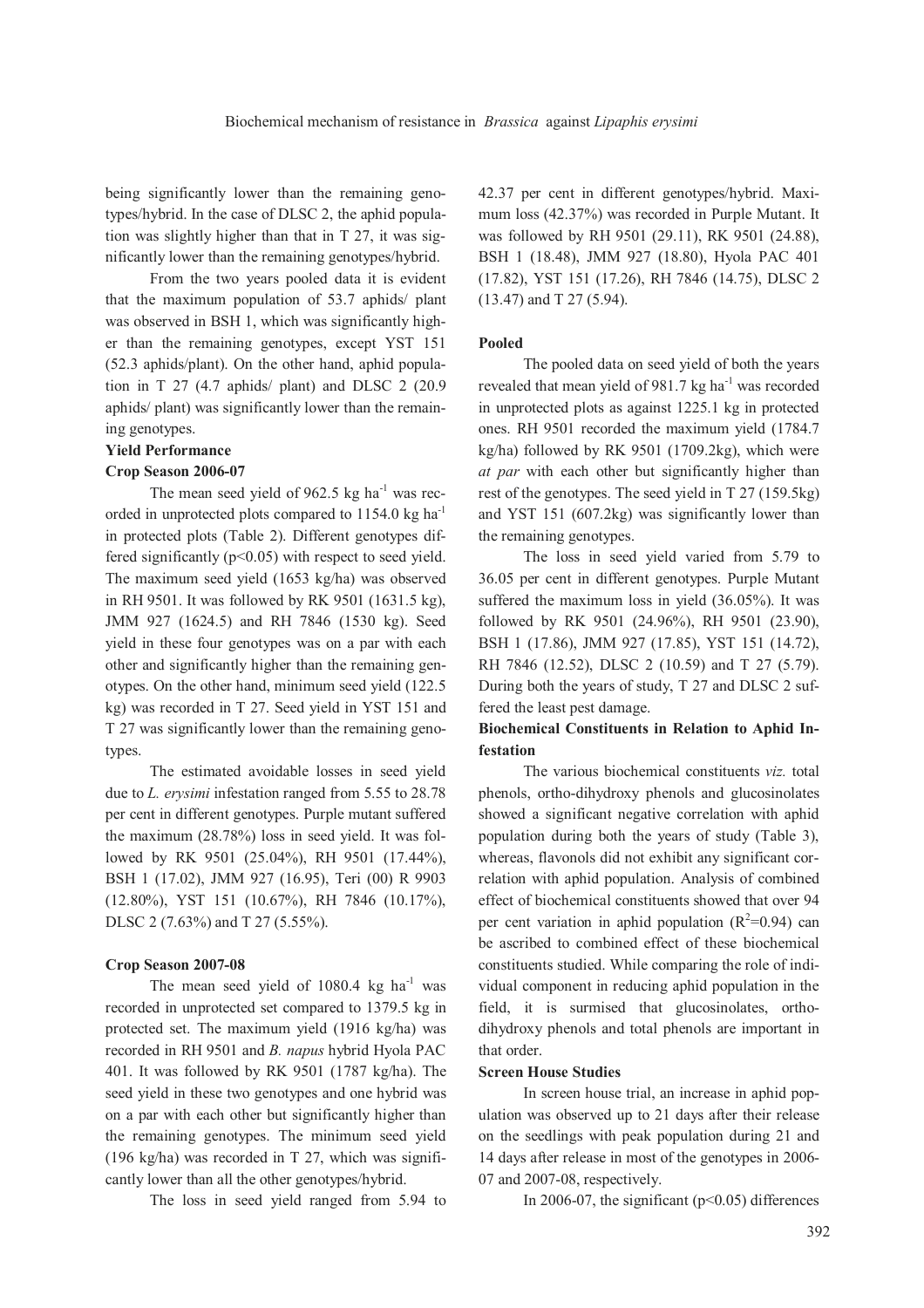being significantly lower than the remaining genotypes/hybrid. In the case of DLSC 2, the aphid population was slightly higher than that in T 27, it was significantly lower than the remaining genotypes/hybrid.

From the two years pooled data it is evident that the maximum population of 53.7 aphids/ plant was observed in BSH 1, which was significantly higher than the remaining genotypes, except YST 151 (52.3 aphids/plant). On the other hand, aphid population in T 27 (4.7 aphids/ plant) and DLSC 2 (20.9 aphids/ plant) was significantly lower than the remaining genotypes.

**Yield Performance**

**Crop Season 2006-07**

The mean seed yield of 962.5 kg ha$^{-1}$ was recorded in unprotected plots compared to 1154.0 kg ha$^{-1}$ in protected plots (Table 2). Different genotypes differed significantly ($p<0.05$) with respect to seed yield. The maximum seed yield (1653 kg/ha) was observed in RH 9501. It was followed by RK 9501 (1631.5 kg), JMM 927 (1624.5) and RH 7846 (1530 kg). Seed yield in these four genotypes was on a par with each other and significantly higher than the remaining genotypes. On the other hand, minimum seed yield (122.5 kg) was recorded in T 27. Seed yield in YST 151 and T 27 was significantly lower than the remaining genotypes.

The estimated avoidable losses in seed yield due to *L. erysimi* infestation ranged from 5.55 to 28.78 per cent in different genotypes. Purple mutant suffered the maximum (28.78%) loss in seed yield. It was followed by RK 9501 (25.04%), RH 9501 (17.44%), BSH 1 (17.02), JMM 927 (16.95), Teri (00) R 9903 (12.80%), YST 151 (10.67%), RH 7846 (10.17%), DLSC 2 (7.63%) and T 27 (5.55%).

**Crop Season 2007-08**

The mean seed yield of 1080.4 kg ha$^{-1}$ was recorded in unprotected set compared to 1379.5 kg in protected set. The maximum yield (1916 kg/ha) was recorded in RH 9501 and *B. napus* hybrid Hyola PAC 401. It was followed by RK 9501 (1787 kg/ha). The seed yield in these two genotypes and one hybrid was on a par with each other but significantly higher than the remaining genotypes. The minimum seed yield (196 kg/ha) was recorded in T 27, which was significantly lower than all the other genotypes/hybrid.

The loss in seed yield ranged from 5.94 to 42.37 per cent in different genotypes/hybrid. Maximum loss (42.37%) was recorded in Purple Mutant. It was followed by RH 9501 (29.11), RK 9501 (24.88), BSH 1 (18.48), JMM 927 (18.80), Hyola PAC 401 (17.82), YST 151 (17.26), RH 7846 (14.75), DLSC 2 (13.47) and T 27 (5.94).

**Pooled**

The pooled data on seed yield of both the years revealed that mean yield of 981.7 kg ha$^{-1}$ was recorded in unprotected plots as against 1225.1 kg in protected ones. RH 9501 recorded the maximum yield (1784.7 kg/ha) followed by RK 9501 (1709.2kg), which were *at par* with each other but significantly higher than rest of the genotypes. The seed yield in T 27 (159.5kg) and YST 151 (607.2kg) was significantly lower than the remaining genotypes.

The loss in seed yield varied from 5.79 to 36.05 per cent in different genotypes. Purple Mutant suffered the maximum loss in yield (36.05%). It was followed by RK 9501 (24.96%), RH 9501 (23.90), BSH 1 (17.86), JMM 927 (17.85), YST 151 (14.72), RH 7846 (12.52), DLSC 2 (10.59) and T 27 (5.79). During both the years of study, T 27 and DLSC 2 suffered the least pest damage.

**Biochemical Constituents in Relation to Aphid Infestation**

The various biochemical constituents *viz.* total phenols, ortho-dihydroxy phenols and glucosinolates showed a significant negative correlation with aphid population during both the years of study (Table 3), whereas, flavonols did not exhibit any significant correlation with aphid population. Analysis of combined effect of biochemical constituents showed that over 94 per cent variation in aphid population ($R^2=0.94$) can be ascribed to combined effect of these biochemical constituents studied. While comparing the role of individual component in reducing aphid population in the field, it is surmised that glucosinolates, ortho-dihydroxy phenols and total phenols are important in that order.

**Screen House Studies**

In screen house trial, an increase in aphid population was observed up to 21 days after their release on the seedlings with peak population during 21 and 14 days after release in most of the genotypes in 2006-07 and 2007-08, respectively.

In 2006-07, the significant ($p<0.05$) differences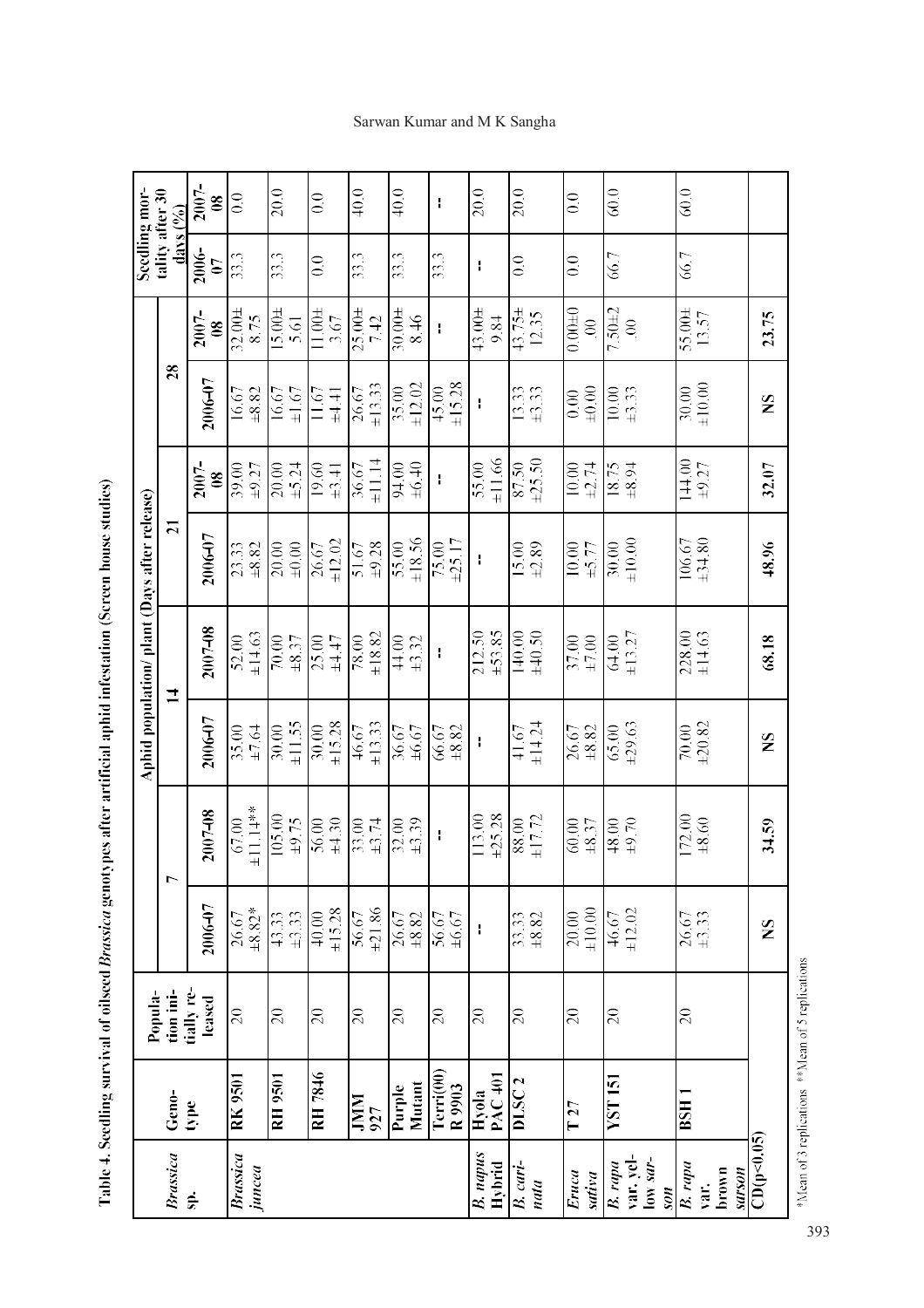**Table 4. Seedling survival of oilseed *Brassica* genotypes after artificial aphid infestation (Screen house studies)**

| *Brassica* sp. | Genotype | Population initially released | Aphid population/ plant (Days after release) | | | | | | | | Seedling mortality after 30 days (%) | |
|---|---|---|---|---|---|---|---|---|---|---|---|---|
| | | | 7 | | 14 | | 21 | | 28 | | | |
| | | | 2006-07 | 2007-08 | 2006-07 | 2007-08 | 2006-07 | 2007-08 | 2006-07 | 2007-08 | 2006-07 | 2007-08 |
| *Brassica juncea* | RK 9501 | 20 | 26.67 ±8.82* | 67.00 ±11.14** | 35.00 ±7.64 | 52.00 ±14.63 | 23.33 ±8.82 | 39.00 ±9.27 | 16.67 ±8.82 | 32.00± 8.75 | 33.3 | 0.0 |
| | RH 9501 | 20 | 43.33 ±3.33 | 105.00 ±9.75 | 30.00 ±11.55 | 70.00 ±8.37 | 20.00 ±0.00 | 20.00 ±5.24 | 16.67 ±1.67 | 15.00± 5.61 | 33.3 | 20.0 |
| | RH 7846 | 20 | 40.00 ±15.28 | 56.00 ±4.30 | 30.00 ±15.28 | 25.00 ±4.47 | 26.67 ±12.02 | 19.60 ±3.41 | 11.67 ±4.41 | 11.00± 3.67 | 0.0 | 0.0 |
| | JMM 927 | 20 | 56.67 ±21.86 | 33.00 ±3.74 | 46.67 ±13.33 | 78.00 ±18.82 | 51.67 ±9.28 | 36.67 ±11.14 | 26.67 ±13.33 | 25.00± 7.42 | 33.3 | 40.0 |
| | Purple Mutant | 20 | 26.67 ±8.82 | 32.00 ±3.39 | 36.67 ±6.67 | 44.00 ±3.32 | 55.00 ±18.56 | 94.00 ±6.40 | 35.00 ±12.02 | 30.00± 8.46 | 33.3 | 40.0 |
| | Terri(00) R 9903 | 20 | 56.67 ±6.67 | -- | 66.67 ±8.82 | -- | 75.00 ±25.17 | -- | 45.00 ±15.28 | -- | 33.3 | -- |
| *B. napus* Hybrid | Hyola PAC 401 | 20 | -- | 113.00 ±25.28 | -- | 212.50 ±53.85 | -- | 55.00 ±11.66 | -- | 43.00± 9.84 | -- | 20.0 |
| *B. carinata* | DLSC 2 | 20 | 33.33 ±8.82 | 88.00 ±17.72 | 41.67 ±14.24 | 140.00 ±40.50 | 15.00 ±2.89 | 87.50 ±25.50 | 13.33 ±3.33 | 43.75± 12.35 | 0.0 | 20.0 |
| *Eruca sativa* | T 27 | 20 | 20.00 ±10.00 | 60.00 ±8.37 | 26.67 ±8.82 | 37.00 ±7.00 | 10.00 ±5.77 | 10.00 ±2.74 | 0.00 ±0.00 | 0.00±0 .00 | 0.0 | 0.0 |
| *B. rapa* var. yellow sarson | YST 151 | 20 | 46.67 ±12.02 | 48.00 ±9.70 | 65.00 ±29.63 | 64.00 ±13.27 | 30.00 ±10.00 | 18.75 ±8.94 | 10.00 ±3.33 | 7.50±2 .00 | 66.7 | 60.0 |
| *B. rapa* var. brown sarson | BSH 1 | 20 | 26.67 ±3.33 | 172.00 ±8.60 | 70.00 ±20.82 | 228.00 ±14.63 | 106.67 ±34.80 | 144.00 ±9.27 | 30.00 ±10.00 | 55.00± 13.57 | 66.7 | 60.0 |
| CD(p<0.05) | | | NS | 34.59 | NS | 68.18 | 48.96 | 32.07 | NS | 23.75 | | |

*Mean of 3 replications **Mean of 5 replications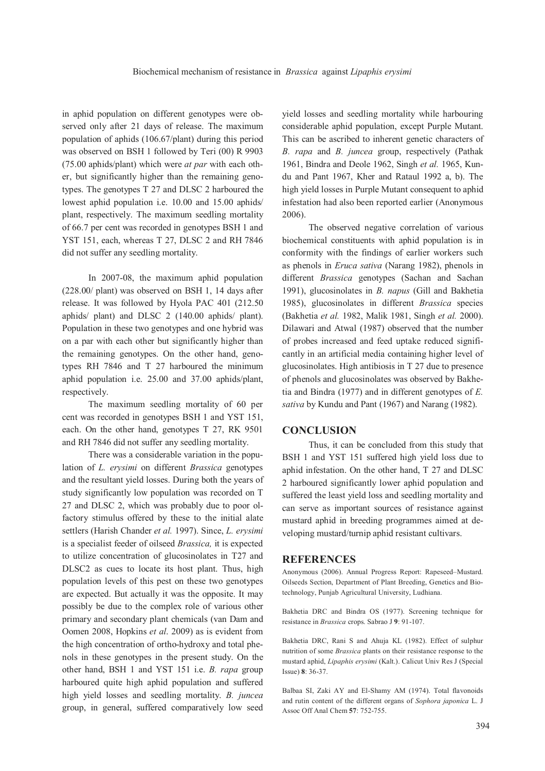in aphid population on different genotypes were observed only after 21 days of release. The maximum population of aphids (106.67/plant) during this period was observed on BSH 1 followed by Teri (00) R 9903 (75.00 aphids/plant) which were *at par* with each other, but significantly higher than the remaining genotypes. The genotypes T 27 and DLSC 2 harboured the lowest aphid population i.e. 10.00 and 15.00 aphids/plant, respectively. The maximum seedling mortality of 66.7 per cent was recorded in genotypes BSH 1 and YST 151, each, whereas T 27, DLSC 2 and RH 7846 did not suffer any seedling mortality.

In 2007-08, the maximum aphid population (228.00/ plant) was observed on BSH 1, 14 days after release. It was followed by Hyola PAC 401 (212.50 aphids/ plant) and DLSC 2 (140.00 aphids/ plant). Population in these two genotypes and one hybrid was on a par with each other but significantly higher than the remaining genotypes. On the other hand, genotypes RH 7846 and T 27 harboured the minimum aphid population i.e. 25.00 and 37.00 aphids/plant, respectively.

The maximum seedling mortality of 60 per cent was recorded in genotypes BSH 1 and YST 151, each. On the other hand, genotypes T 27, RK 9501 and RH 7846 did not suffer any seedling mortality.

There was a considerable variation in the population of *L. erysimi* on different *Brassica* genotypes and the resultant yield losses. During both the years of study significantly low population was recorded on T 27 and DLSC 2, which was probably due to poor olfactory stimulus offered by these to the initial alate settlers (Harish Chander *et al.* 1997). Since, *L. erysimi* is a specialist feeder of oilseed *Brassica,* it is expected to utilize concentration of glucosinolates in T27 and DLSC2 as cues to locate its host plant. Thus, high population levels of this pest on these two genotypes are expected. But actually it was the opposite. It may possibly be due to the complex role of various other primary and secondary plant chemicals (van Dam and Oomen 2008, Hopkins *et al*. 2009) as is evident from the high concentration of ortho-hydroxy and total phenols in these genotypes in the present study. On the other hand, BSH 1 and YST 151 i.e. *B. rapa* group harboured quite high aphid population and suffered high yield losses and seedling mortality. *B. juncea* group, in general, suffered comparatively low seed yield losses and seedling mortality while harbouring considerable aphid population, except Purple Mutant. This can be ascribed to inherent genetic characters of *B. rapa* and *B. juncea* group, respectively (Pathak 1961, Bindra and Deole 1962, Singh *et al.* 1965, Kundu and Pant 1967, Kher and Rataul 1992 a, b). The high yield losses in Purple Mutant consequent to aphid infestation had also been reported earlier (Anonymous 2006).

The observed negative correlation of various biochemical constituents with aphid population is in conformity with the findings of earlier workers such as phenols in *Eruca sativa* (Narang 1982), phenols in different *Brassica* genotypes (Sachan and Sachan 1991), glucosinolates in *B. napus* (Gill and Bakhetia 1985), glucosinolates in different *Brassica* species (Bakhetia *et al.* 1982, Malik 1981, Singh *et al.* 2000). Dilawari and Atwal (1987) observed that the number of probes increased and feed uptake reduced significantly in an artificial media containing higher level of glucosinolates. High antibiosis in T 27 due to presence of phenols and glucosinolates was observed by Bakhetia and Bindra (1977) and in different genotypes of *E. sativa* by Kundu and Pant (1967) and Narang (1982).

## CONCLUSION

Thus, it can be concluded from this study that BSH 1 and YST 151 suffered high yield loss due to aphid infestation. On the other hand, T 27 and DLSC 2 harboured significantly lower aphid population and suffered the least yield loss and seedling mortality and can serve as important sources of resistance against mustard aphid in breeding programmes aimed at developing mustard/turnip aphid resistant cultivars.

## REFERENCES

Anonymous (2006). Annual Progress Report: Rapeseed–Mustard. Oilseeds Section, Department of Plant Breeding, Genetics and Biotechnology, Punjab Agricultural University, Ludhiana.

Bakhetia DRC and Bindra OS (1977). Screening technique for resistance in *Brassica* crops. Sabrao J **9**: 91-107.

Bakhetia DRC, Rani S and Ahuja KL (1982). Effect of sulphur nutrition of some *Brassica* plants on their resistance response to the mustard aphid, *Lipaphis erysimi* (Kalt.). Calicut Univ Res J (Special Issue) **8**: 36-37.

Balbaa SI, Zaki AY and El-Shamy AM (1974). Total flavonoids and rutin content of the different organs of *Sophora japonica* L. J Assoc Off Anal Chem **57**: 752-755.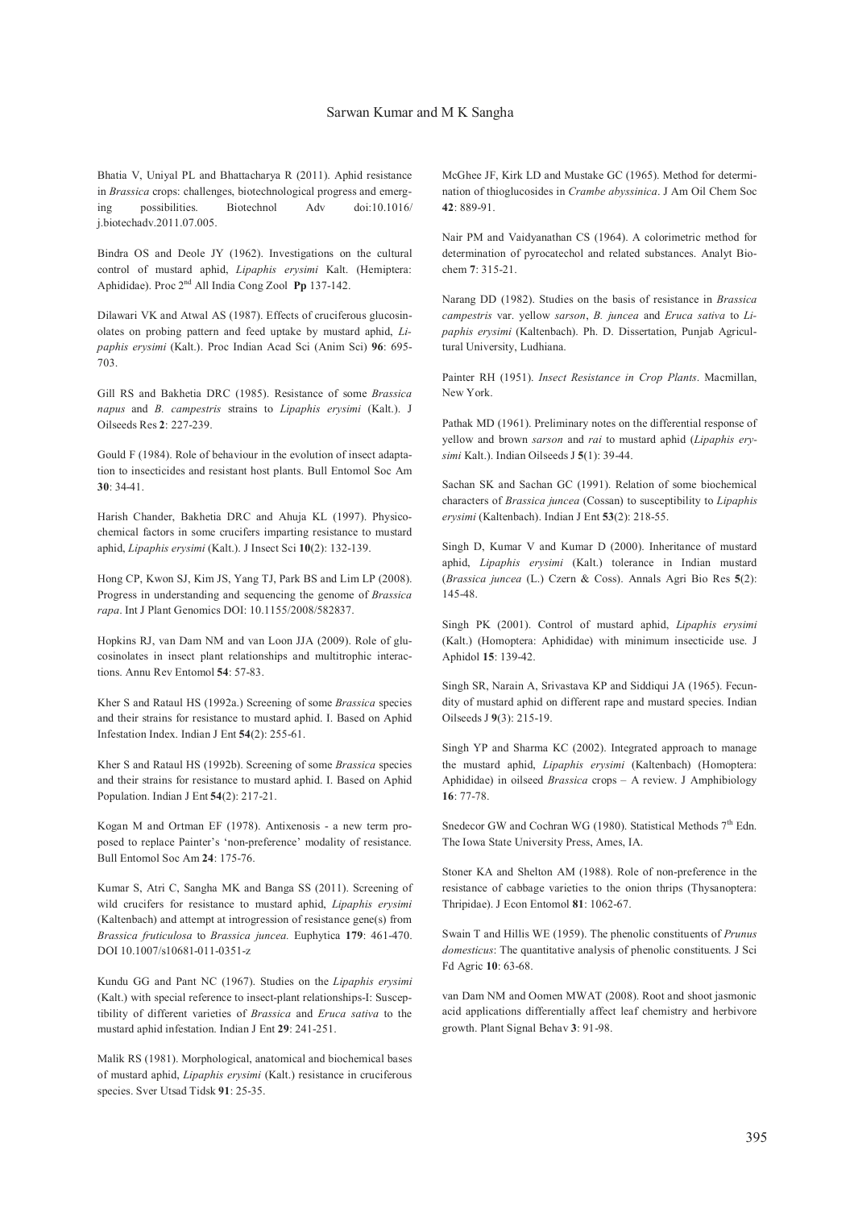Bhatia V, Uniyal PL and Bhattacharya R (2011). Aphid resistance in *Brassica* crops: challenges, biotechnological progress and emerging possibilities. Biotechnol Adv doi:10.1016/j.biotechadv.2011.07.005.

Bindra OS and Deole JY (1962). Investigations on the cultural control of mustard aphid, *Lipaphis erysimi* Kalt. (Hemiptera: Aphididae). Proc 2nd All India Cong Zool **Pp** 137-142.

Dilawari VK and Atwal AS (1987). Effects of cruciferous glucosinolates on probing pattern and feed uptake by mustard aphid, *Lipaphis erysimi* (Kalt.). Proc Indian Acad Sci (Anim Sci) **96**: 695-703.

Gill RS and Bakhetia DRC (1985). Resistance of some *Brassica napus* and *B. campestris* strains to *Lipaphis erysimi* (Kalt.). J Oilseeds Res **2**: 227-239.

Gould F (1984). Role of behaviour in the evolution of insect adaptation to insecticides and resistant host plants. Bull Entomol Soc Am **30**: 34-41.

Harish Chander, Bakhetia DRC and Ahuja KL (1997). Physico-chemical factors in some crucifers imparting resistance to mustard aphid, *Lipaphis erysimi* (Kalt.). J Insect Sci **10**(2): 132-139.

Hong CP, Kwon SJ, Kim JS, Yang TJ, Park BS and Lim LP (2008). Progress in understanding and sequencing the genome of *Brassica rapa*. Int J Plant Genomics DOI: 10.1155/2008/582837.

Hopkins RJ, van Dam NM and van Loon JJA (2009). Role of glucosinolates in insect plant relationships and multitrophic interactions. Annu Rev Entomol **54**: 57-83.

Kher S and Rataul HS (1992a.) Screening of some *Brassica* species and their strains for resistance to mustard aphid. I. Based on Aphid Infestation Index. Indian J Ent **54**(2): 255-61.

Kher S and Rataul HS (1992b). Screening of some *Brassica* species and their strains for resistance to mustard aphid. I. Based on Aphid Population. Indian J Ent **54**(2): 217-21.

Kogan M and Ortman EF (1978). Antixenosis - a new term proposed to replace Painter's 'non-preference' modality of resistance. Bull Entomol Soc Am **24**: 175-76.

Kumar S, Atri C, Sangha MK and Banga SS (2011). Screening of wild crucifers for resistance to mustard aphid, *Lipaphis erysimi* (Kaltenbach) and attempt at introgression of resistance gene(s) from *Brassica fruticulosa* to *Brassica juncea.* Euphytica **179**: 461-470. DOI 10.1007/s10681-011-0351-z

Kundu GG and Pant NC (1967). Studies on the *Lipaphis erysimi* (Kalt.) with special reference to insect-plant relationships-I: Susceptibility of different varieties of *Brassica* and *Eruca sativa* to the mustard aphid infestation. Indian J Ent **29**: 241-251.

Malik RS (1981). Morphological, anatomical and biochemical bases of mustard aphid, *Lipaphis erysimi* (Kalt.) resistance in cruciferous species. Sver Utsad Tidsk **91**: 25-35.

McGhee JF, Kirk LD and Mustake GC (1965). Method for determination of thioglucosides in *Crambe abyssinica*. J Am Oil Chem Soc **42**: 889-91.

Nair PM and Vaidyanathan CS (1964). A colorimetric method for determination of pyrocatechol and related substances. Analyt Biochem **7**: 315-21.

Narang DD (1982). Studies on the basis of resistance in *Brassica campestris* var. yellow *sarson*, *B. juncea* and *Eruca sativa* to *Lipaphis erysimi* (Kaltenbach). Ph. D. Dissertation, Punjab Agricultural University, Ludhiana.

Painter RH (1951). *Insect Resistance in Crop Plants*. Macmillan, New York.

Pathak MD (1961). Preliminary notes on the differential response of yellow and brown *sarson* and *rai* to mustard aphid (*Lipaphis erysimi* Kalt.). Indian Oilseeds J **5**(1): 39-44.

Sachan SK and Sachan GC (1991). Relation of some biochemical characters of *Brassica juncea* (Cossan) to susceptibility to *Lipaphis erysimi* (Kaltenbach). Indian J Ent **53**(2): 218-55.

Singh D, Kumar V and Kumar D (2000). Inheritance of mustard aphid, *Lipaphis erysimi* (Kalt.) tolerance in Indian mustard (*Brassica juncea* (L.) Czern & Coss). Annals Agri Bio Res **5**(2): 145-48.

Singh PK (2001). Control of mustard aphid, *Lipaphis erysimi* (Kalt.) (Homoptera: Aphididae) with minimum insecticide use. J Aphidol **15**: 139-42.

Singh SR, Narain A, Srivastava KP and Siddiqui JA (1965). Fecundity of mustard aphid on different rape and mustard species. Indian Oilseeds J **9**(3): 215-19.

Singh YP and Sharma KC (2002). Integrated approach to manage the mustard aphid, *Lipaphis erysimi* (Kaltenbach) (Homoptera: Aphididae) in oilseed *Brassica* crops – A review. J Amphibiology **16**: 77-78.

Snedecor GW and Cochran WG (1980). Statistical Methods 7th Edn. The Iowa State University Press, Ames, IA.

Stoner KA and Shelton AM (1988). Role of non-preference in the resistance of cabbage varieties to the onion thrips (Thysanoptera: Thripidae). J Econ Entomol **81**: 1062-67.

Swain T and Hillis WE (1959). The phenolic constituents of *Prunus domesticus*: The quantitative analysis of phenolic constituents. J Sci Fd Agric **10**: 63-68.

van Dam NM and Oomen MWAT (2008). Root and shoot jasmonic acid applications differentially affect leaf chemistry and herbivore growth. Plant Signal Behav **3**: 91-98.